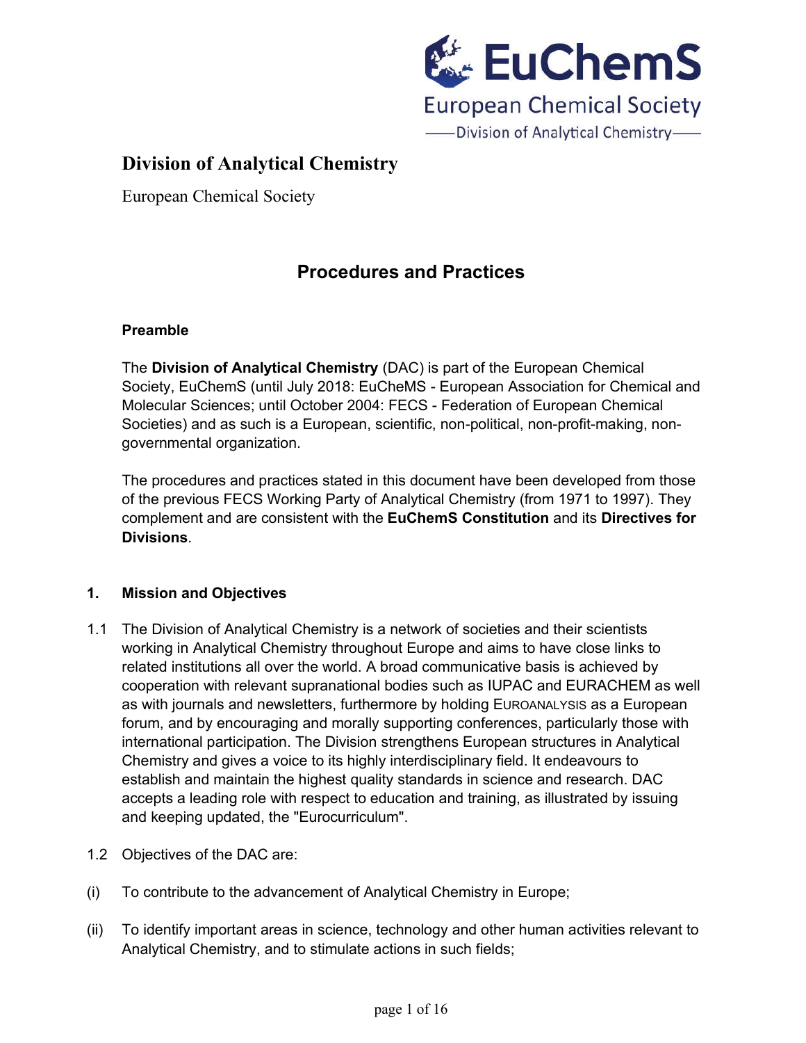# Division of Analytical Chemistry

European Chemical Society

## Procedures and Practices

### Preamble

The **Division of Analytical Chemistry** (DAC) is part of the European Chemical Society, EuChemS (until July 2018: EuCheMS - European Association for Chemical and Molecular Sciences; until October 2004: FECS - Federation of European Chemical Societies) and as such is a European, scientific, non-political, non-profit-making, non-governmental organization.

The procedures and practices stated in this document have been developed from those of the previous FECS Working Party of Analytical Chemistry (from 1971 to 1997). They complement and are consistent with the **EuChemS Constitution** and its **Directives for Divisions**.

### 1. Mission and Objectives

1.1 The Division of Analytical Chemistry is a network of societies and their scientists working in Analytical Chemistry throughout Europe and aims to have close links to related institutions all over the world. A broad communicative basis is achieved by cooperation with relevant supranational bodies such as IUPAC and EURACHEM as well as with journals and newsletters, furthermore by holding EUROANALYSIS as a European forum, and by encouraging and morally supporting conferences, particularly those with international participation. The Division strengthens European structures in Analytical Chemistry and gives a voice to its highly interdisciplinary field. It endeavours to establish and maintain the highest quality standards in science and research. DAC accepts a leading role with respect to education and training, as illustrated by issuing and keeping updated, the "Eurocurriculum".

1.2 Objectives of the DAC are:

(i) To contribute to the advancement of Analytical Chemistry in Europe;

(ii) To identify important areas in science, technology and other human activities relevant to Analytical Chemistry, and to stimulate actions in such fields;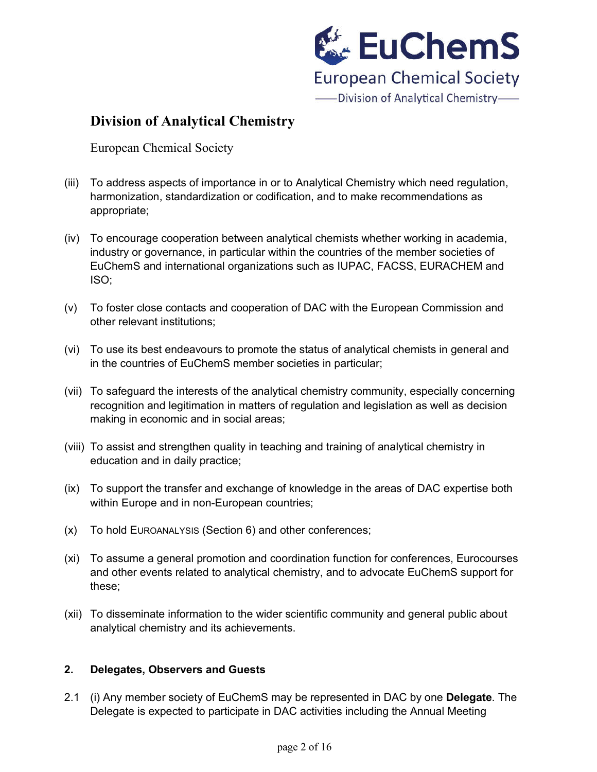**Division of Analytical Chemistry**

European Chemical Society

(iii) To address aspects of importance in or to Analytical Chemistry which need regulation, harmonization, standardization or codification, and to make recommendations as appropriate;

(iv) To encourage cooperation between analytical chemists whether working in academia, industry or governance, in particular within the countries of the member societies of EuChemS and international organizations such as IUPAC, FACSS, EURACHEM and ISO;

(v) To foster close contacts and cooperation of DAC with the European Commission and other relevant institutions;

(vi) To use its best endeavours to promote the status of analytical chemists in general and in the countries of EuChemS member societies in particular;

(vii) To safeguard the interests of the analytical chemistry community, especially concerning recognition and legitimation in matters of regulation and legislation as well as decision making in economic and in social areas;

(viii) To assist and strengthen quality in teaching and training of analytical chemistry in education and in daily practice;

(ix) To support the transfer and exchange of knowledge in the areas of DAC expertise both within Europe and in non-European countries;

(x) To hold EUROANALYSIS (Section 6) and other conferences;

(xi) To assume a general promotion and coordination function for conferences, Eurocourses and other events related to analytical chemistry, and to advocate EuChemS support for these;

(xii) To disseminate information to the wider scientific community and general public about analytical chemistry and its achievements.

## 2. Delegates, Observers and Guests

2.1 (i) Any member society of EuChemS may be represented in DAC by one **Delegate**. The Delegate is expected to participate in DAC activities including the Annual Meeting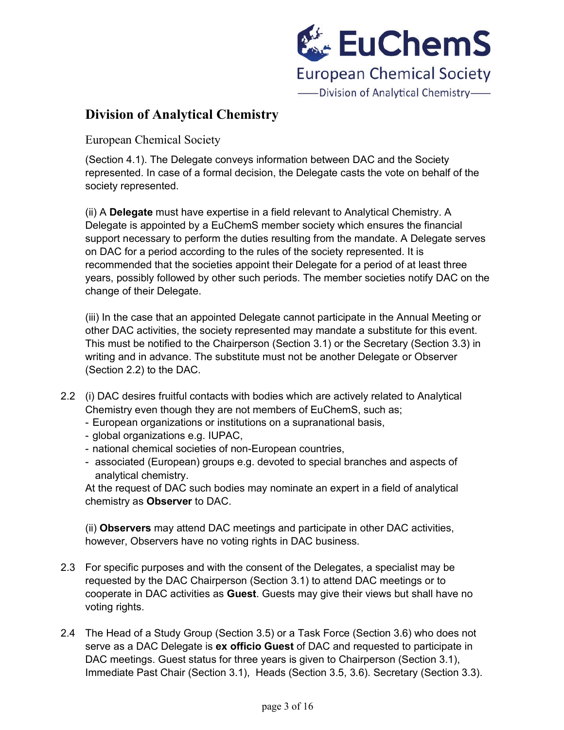(Section 4.1). The Delegate conveys information between DAC and the Society represented. In case of a formal decision, the Delegate casts the vote on behalf of the society represented.

(ii) A **Delegate** must have expertise in a field relevant to Analytical Chemistry. A Delegate is appointed by a EuChemS member society which ensures the financial support necessary to perform the duties resulting from the mandate. A Delegate serves on DAC for a period according to the rules of the society represented. It is recommended that the societies appoint their Delegate for a period of at least three years, possibly followed by other such periods. The member societies notify DAC on the change of their Delegate.

(iii) In the case that an appointed Delegate cannot participate in the Annual Meeting or other DAC activities, the society represented may mandate a substitute for this event. This must be notified to the Chairperson (Section 3.1) or the Secretary (Section 3.3) in writing and in advance. The substitute must not be another Delegate or Observer (Section 2.2) to the DAC.

2.2 (i) DAC desires fruitful contacts with bodies which are actively related to Analytical Chemistry even though they are not members of EuChemS, such as;

- European organizations or institutions on a supranational basis,
- global organizations e.g. IUPAC,
- national chemical societies of non-European countries,
- associated (European) groups e.g. devoted to special branches and aspects of analytical chemistry.

At the request of DAC such bodies may nominate an expert in a field of analytical chemistry as **Observer** to DAC.

(ii) **Observers** may attend DAC meetings and participate in other DAC activities, however, Observers have no voting rights in DAC business.

2.3 For specific purposes and with the consent of the Delegates, a specialist may be requested by the DAC Chairperson (Section 3.1) to attend DAC meetings or to cooperate in DAC activities as **Guest**. Guests may give their views but shall have no voting rights.

2.4 The Head of a Study Group (Section 3.5) or a Task Force (Section 3.6) who does not serve as a DAC Delegate is **ex officio Guest** of DAC and requested to participate in DAC meetings. Guest status for three years is given to Chairperson (Section 3.1), Immediate Past Chair (Section 3.1), Heads (Section 3.5, 3.6). Secretary (Section 3.3).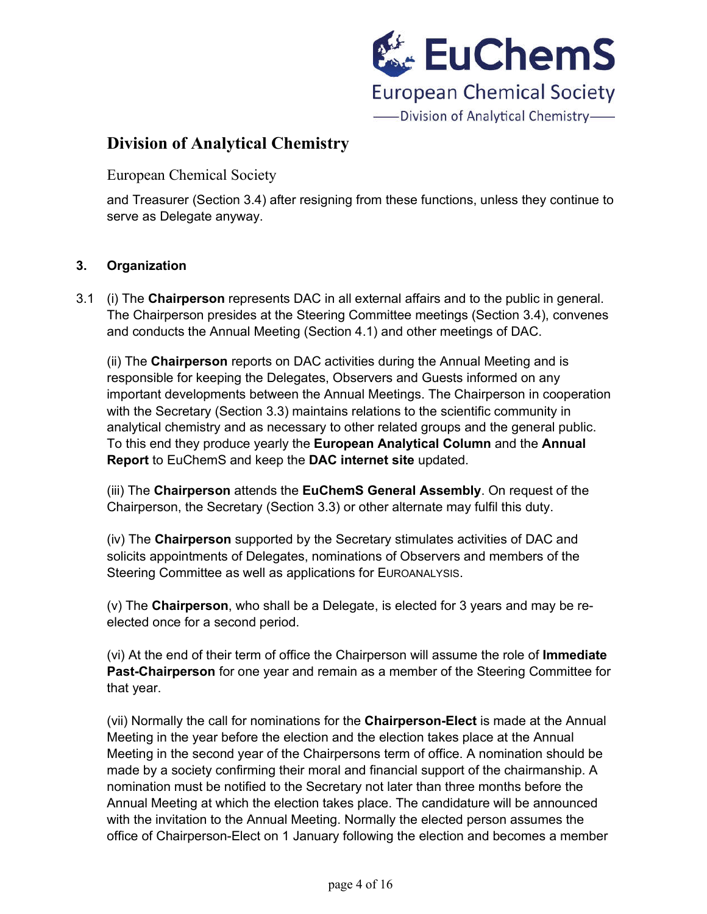and Treasurer (Section 3.4) after resigning from these functions, unless they continue to serve as Delegate anyway.

## 3. Organization

3.1 (i) The **Chairperson** represents DAC in all external affairs and to the public in general. The Chairperson presides at the Steering Committee meetings (Section 3.4), convenes and conducts the Annual Meeting (Section 4.1) and other meetings of DAC.

(ii) The **Chairperson** reports on DAC activities during the Annual Meeting and is responsible for keeping the Delegates, Observers and Guests informed on any important developments between the Annual Meetings. The Chairperson in cooperation with the Secretary (Section 3.3) maintains relations to the scientific community in analytical chemistry and as necessary to other related groups and the general public. To this end they produce yearly the **European Analytical Column** and the **Annual Report** to EuChemS and keep the **DAC internet site** updated.

(iii) The **Chairperson** attends the **EuChemS General Assembly**. On request of the Chairperson, the Secretary (Section 3.3) or other alternate may fulfil this duty.

(iv) The **Chairperson** supported by the Secretary stimulates activities of DAC and solicits appointments of Delegates, nominations of Observers and members of the Steering Committee as well as applications for EUROANALYSIS.

(v) The **Chairperson**, who shall be a Delegate, is elected for 3 years and may be re-elected once for a second period.

(vi) At the end of their term of office the Chairperson will assume the role of **Immediate Past-Chairperson** for one year and remain as a member of the Steering Committee for that year.

(vii) Normally the call for nominations for the **Chairperson-Elect** is made at the Annual Meeting in the year before the election and the election takes place at the Annual Meeting in the second year of the Chairpersons term of office. A nomination should be made by a society confirming their moral and financial support of the chairmanship. A nomination must be notified to the Secretary not later than three months before the Annual Meeting at which the election takes place. The candidature will be announced with the invitation to the Annual Meeting. Normally the elected person assumes the office of Chairperson-Elect on 1 January following the election and becomes a member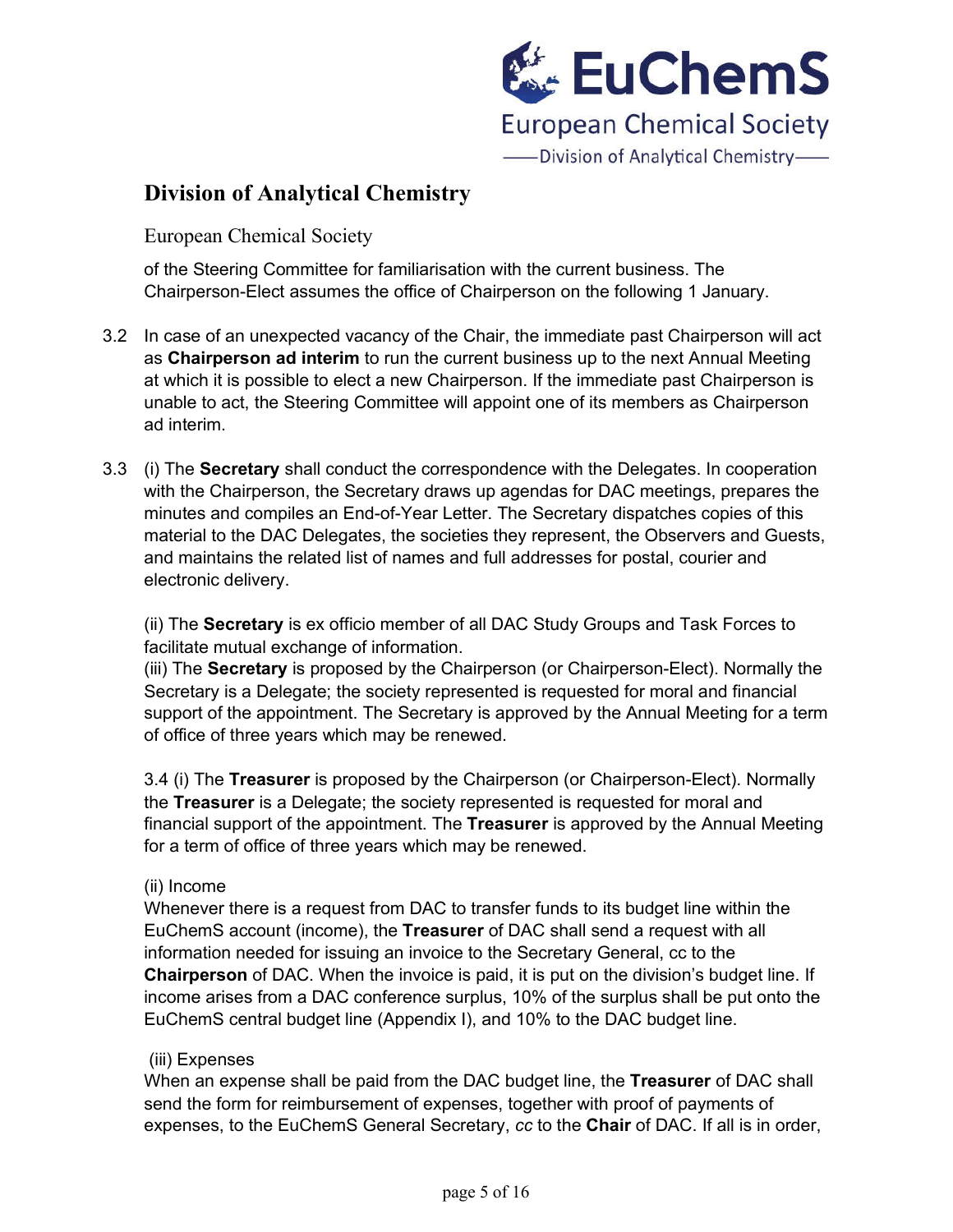of the Steering Committee for familiarisation with the current business. The Chairperson-Elect assumes the office of Chairperson on the following 1 January.

3.2 In case of an unexpected vacancy of the Chair, the immediate past Chairperson will act as **Chairperson ad interim** to run the current business up to the next Annual Meeting at which it is possible to elect a new Chairperson. If the immediate past Chairperson is unable to act, the Steering Committee will appoint one of its members as Chairperson ad interim.

3.3 (i) The **Secretary** shall conduct the correspondence with the Delegates. In cooperation with the Chairperson, the Secretary draws up agendas for DAC meetings, prepares the minutes and compiles an End-of-Year Letter. The Secretary dispatches copies of this material to the DAC Delegates, the societies they represent, the Observers and Guests, and maintains the related list of names and full addresses for postal, courier and electronic delivery.

(ii) The **Secretary** is ex officio member of all DAC Study Groups and Task Forces to facilitate mutual exchange of information.

(iii) The **Secretary** is proposed by the Chairperson (or Chairperson-Elect). Normally the Secretary is a Delegate; the society represented is requested for moral and financial support of the appointment. The Secretary is approved by the Annual Meeting for a term of office of three years which may be renewed.

3.4 (i) The **Treasurer** is proposed by the Chairperson (or Chairperson-Elect). Normally the **Treasurer** is a Delegate; the society represented is requested for moral and financial support of the appointment. The **Treasurer** is approved by the Annual Meeting for a term of office of three years which may be renewed.

(ii) Income

Whenever there is a request from DAC to transfer funds to its budget line within the EuChemS account (income), the **Treasurer** of DAC shall send a request with all information needed for issuing an invoice to the Secretary General, cc to the **Chairperson** of DAC. When the invoice is paid, it is put on the division's budget line. If income arises from a DAC conference surplus, 10% of the surplus shall be put onto the EuChemS central budget line (Appendix I), and 10% to the DAC budget line.

(iii) Expenses

When an expense shall be paid from the DAC budget line, the **Treasurer** of DAC shall send the form for reimbursement of expenses, together with proof of payments of expenses, to the EuChemS General Secretary, *cc* to the **Chair** of DAC. If all is in order,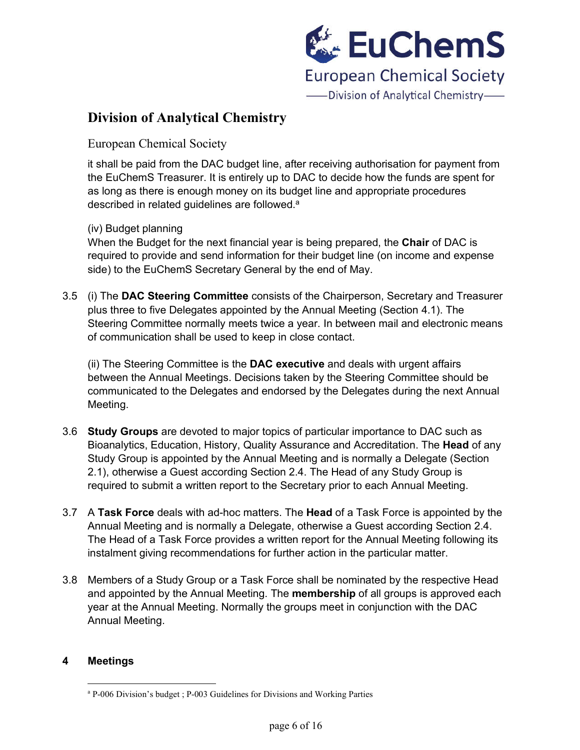it shall be paid from the DAC budget line, after receiving authorisation for payment from the EuChemS Treasurer. It is entirely up to DAC to decide how the funds are spent for as long as there is enough money on its budget line and appropriate procedures described in related guidelines are followed.[a]

(iv) Budget planning
When the Budget for the next financial year is being prepared, the **Chair** of DAC is required to provide and send information for their budget line (on income and expense side) to the EuChemS Secretary General by the end of May.

3.5 (i) The **DAC Steering Committee** consists of the Chairperson, Secretary and Treasurer plus three to five Delegates appointed by the Annual Meeting (Section 4.1). The Steering Committee normally meets twice a year. In between mail and electronic means of communication shall be used to keep in close contact.

(ii) The Steering Committee is the **DAC executive** and deals with urgent affairs between the Annual Meetings. Decisions taken by the Steering Committee should be communicated to the Delegates and endorsed by the Delegates during the next Annual Meeting.

3.6 **Study Groups** are devoted to major topics of particular importance to DAC such as Bioanalytics, Education, History, Quality Assurance and Accreditation. The **Head** of any Study Group is appointed by the Annual Meeting and is normally a Delegate (Section 2.1), otherwise a Guest according Section 2.4. The Head of any Study Group is required to submit a written report to the Secretary prior to each Annual Meeting.

3.7 A **Task Force** deals with ad-hoc matters. The **Head** of a Task Force is appointed by the Annual Meeting and is normally a Delegate, otherwise a Guest according Section 2.4. The Head of a Task Force provides a written report for the Annual Meeting following its instalment giving recommendations for further action in the particular matter.

3.8 Members of a Study Group or a Task Force shall be nominated by the respective Head and appointed by the Annual Meeting. The **membership** of all groups is approved each year at the Annual Meeting. Normally the groups meet in conjunction with the DAC Annual Meeting.

## 4 Meetings

[a] P-006 Division's budget ; P-003 Guidelines for Divisions and Working Parties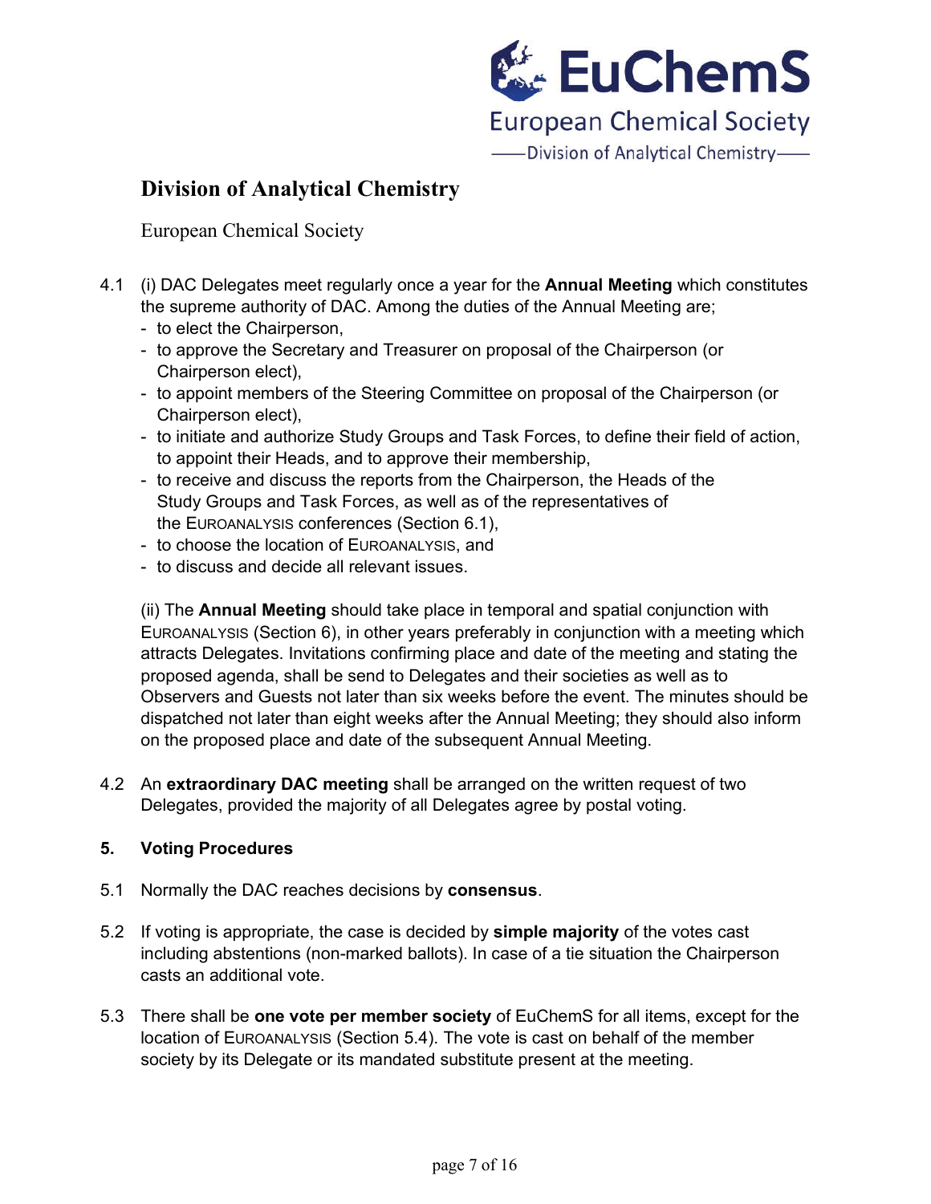## Division of Analytical Chemistry

European Chemical Society

4.1 (i) DAC Delegates meet regularly once a year for the **Annual Meeting** which constitutes the supreme authority of DAC. Among the duties of the Annual Meeting are;

- to elect the Chairperson,
- to approve the Secretary and Treasurer on proposal of the Chairperson (or Chairperson elect),
- to appoint members of the Steering Committee on proposal of the Chairperson (or Chairperson elect),
- to initiate and authorize Study Groups and Task Forces, to define their field of action, to appoint their Heads, and to approve their membership,
- to receive and discuss the reports from the Chairperson, the Heads of the Study Groups and Task Forces, as well as of the representatives of the EUROANALYSIS conferences (Section 6.1),
- to choose the location of EUROANALYSIS, and
- to discuss and decide all relevant issues.

(ii) The **Annual Meeting** should take place in temporal and spatial conjunction with EUROANALYSIS (Section 6), in other years preferably in conjunction with a meeting which attracts Delegates. Invitations confirming place and date of the meeting and stating the proposed agenda, shall be send to Delegates and their societies as well as to Observers and Guests not later than six weeks before the event. The minutes should be dispatched not later than eight weeks after the Annual Meeting; they should also inform on the proposed place and date of the subsequent Annual Meeting.

4.2 An **extraordinary DAC meeting** shall be arranged on the written request of two Delegates, provided the majority of all Delegates agree by postal voting.

### 5. Voting Procedures

5.1 Normally the DAC reaches decisions by **consensus**.

5.2 If voting is appropriate, the case is decided by **simple majority** of the votes cast including abstentions (non-marked ballots). In case of a tie situation the Chairperson casts an additional vote.

5.3 There shall be **one vote per member society** of EuChemS for all items, except for the location of EUROANALYSIS (Section 5.4). The vote is cast on behalf of the member society by its Delegate or its mandated substitute present at the meeting.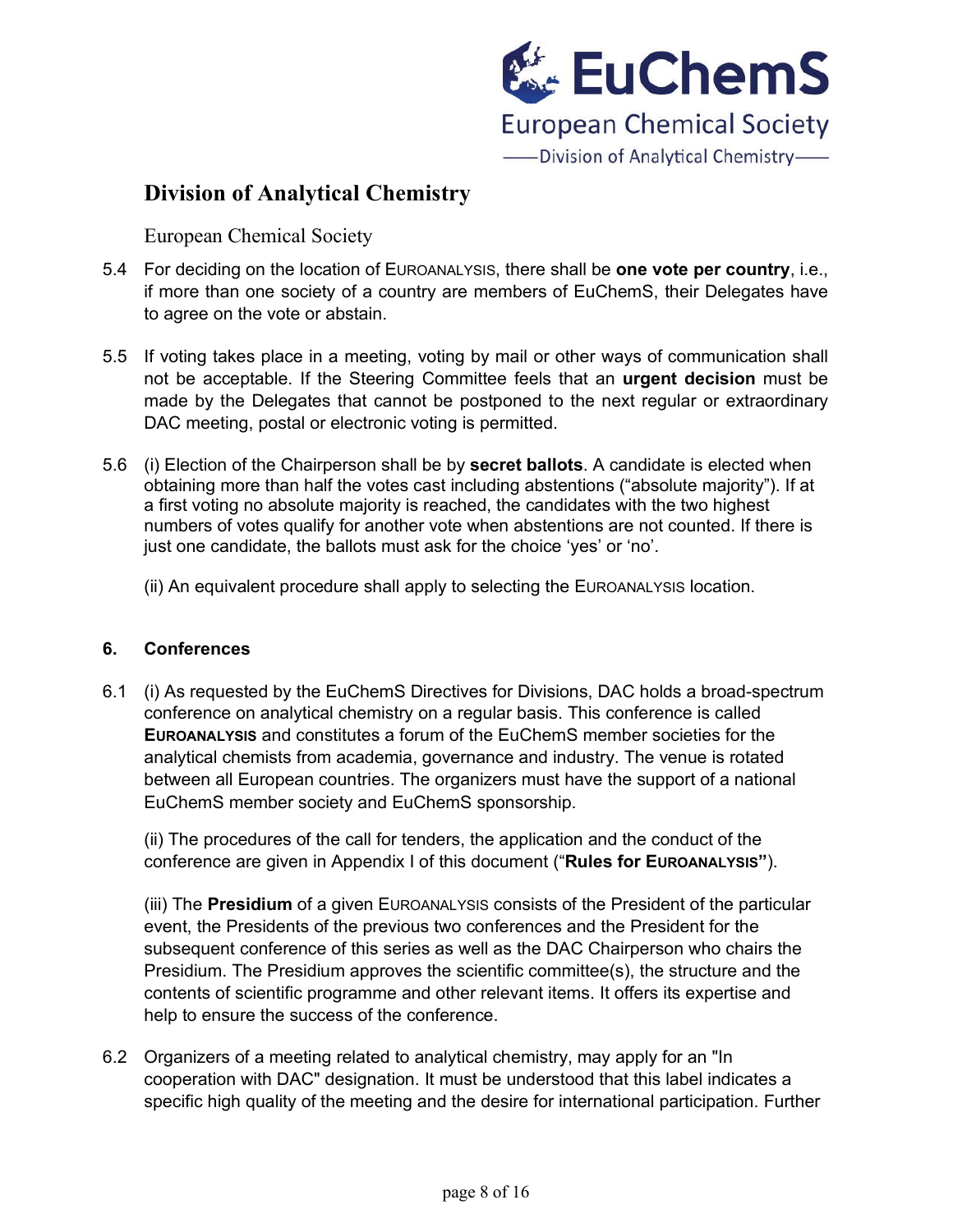5.4 For deciding on the location of EUROANALYSIS, there shall be **one vote per country**, i.e., if more than one society of a country are members of EuChemS, their Delegates have to agree on the vote or abstain.

5.5 If voting takes place in a meeting, voting by mail or other ways of communication shall not be acceptable. If the Steering Committee feels that an **urgent decision** must be made by the Delegates that cannot be postponed to the next regular or extraordinary DAC meeting, postal or electronic voting is permitted.

5.6 (i) Election of the Chairperson shall be by **secret ballots**. A candidate is elected when obtaining more than half the votes cast including abstentions ("absolute majority"). If at a first voting no absolute majority is reached, the candidates with the two highest numbers of votes qualify for another vote when abstentions are not counted. If there is just one candidate, the ballots must ask for the choice 'yes' or 'no'.

(ii) An equivalent procedure shall apply to selecting the EUROANALYSIS location.

## 6. Conferences

6.1 (i) As requested by the EuChemS Directives for Divisions, DAC holds a broad-spectrum conference on analytical chemistry on a regular basis. This conference is called **EUROANALYSIS** and constitutes a forum of the EuChemS member societies for the analytical chemists from academia, governance and industry. The venue is rotated between all European countries. The organizers must have the support of a national EuChemS member society and EuChemS sponsorship.

(ii) The procedures of the call for tenders, the application and the conduct of the conference are given in Appendix I of this document ("**Rules for EUROANALYSIS"**).

(iii) The **Presidium** of a given EUROANALYSIS consists of the President of the particular event, the Presidents of the previous two conferences and the President for the subsequent conference of this series as well as the DAC Chairperson who chairs the Presidium. The Presidium approves the scientific committee(s), the structure and the contents of scientific programme and other relevant items. It offers its expertise and help to ensure the success of the conference.

6.2 Organizers of a meeting related to analytical chemistry, may apply for an "In cooperation with DAC" designation. It must be understood that this label indicates a specific high quality of the meeting and the desire for international participation. Further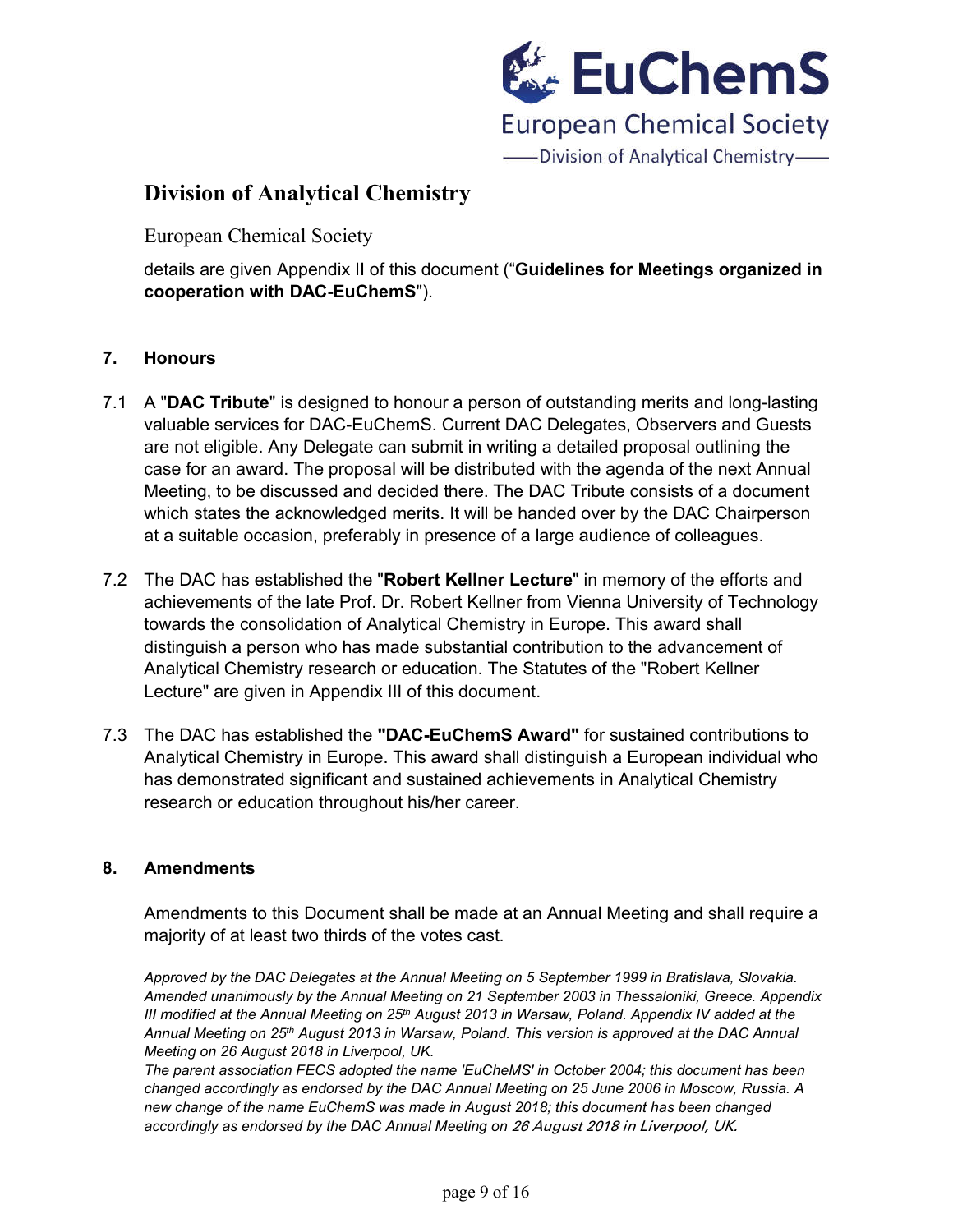details are given Appendix II of this document ("**Guidelines for Meetings organized in cooperation with DAC-EuChemS**").

## 7. Honours

7.1 A "**DAC Tribute**" is designed to honour a person of outstanding merits and long-lasting valuable services for DAC-EuChemS. Current DAC Delegates, Observers and Guests are not eligible. Any Delegate can submit in writing a detailed proposal outlining the case for an award. The proposal will be distributed with the agenda of the next Annual Meeting, to be discussed and decided there. The DAC Tribute consists of a document which states the acknowledged merits. It will be handed over by the DAC Chairperson at a suitable occasion, preferably in presence of a large audience of colleagues.

7.2 The DAC has established the "**Robert Kellner Lecture**" in memory of the efforts and achievements of the late Prof. Dr. Robert Kellner from Vienna University of Technology towards the consolidation of Analytical Chemistry in Europe. This award shall distinguish a person who has made substantial contribution to the advancement of Analytical Chemistry research or education. The Statutes of the "Robert Kellner Lecture" are given in Appendix III of this document.

7.3 The DAC has established the **"DAC-EuChemS Award"** for sustained contributions to Analytical Chemistry in Europe. This award shall distinguish a European individual who has demonstrated significant and sustained achievements in Analytical Chemistry research or education throughout his/her career.

## 8. Amendments

Amendments to this Document shall be made at an Annual Meeting and shall require a majority of at least two thirds of the votes cast.

*Approved by the DAC Delegates at the Annual Meeting on 5 September 1999 in Bratislava, Slovakia. Amended unanimously by the Annual Meeting on 21 September 2003 in Thessaloniki, Greece. Appendix III modified at the Annual Meeting on 25th August 2013 in Warsaw, Poland. Appendix IV added at the Annual Meeting on 25th August 2013 in Warsaw, Poland. This version is approved at the DAC Annual Meeting on 26 August 2018 in Liverpool, UK.*

*The parent association FECS adopted the name 'EuCheMS' in October 2004; this document has been changed accordingly as endorsed by the DAC Annual Meeting on 25 June 2006 in Moscow, Russia. A new change of the name EuChemS was made in August 2018; this document has been changed accordingly as endorsed by the DAC Annual Meeting on 26 August 2018 in Liverpool, UK.*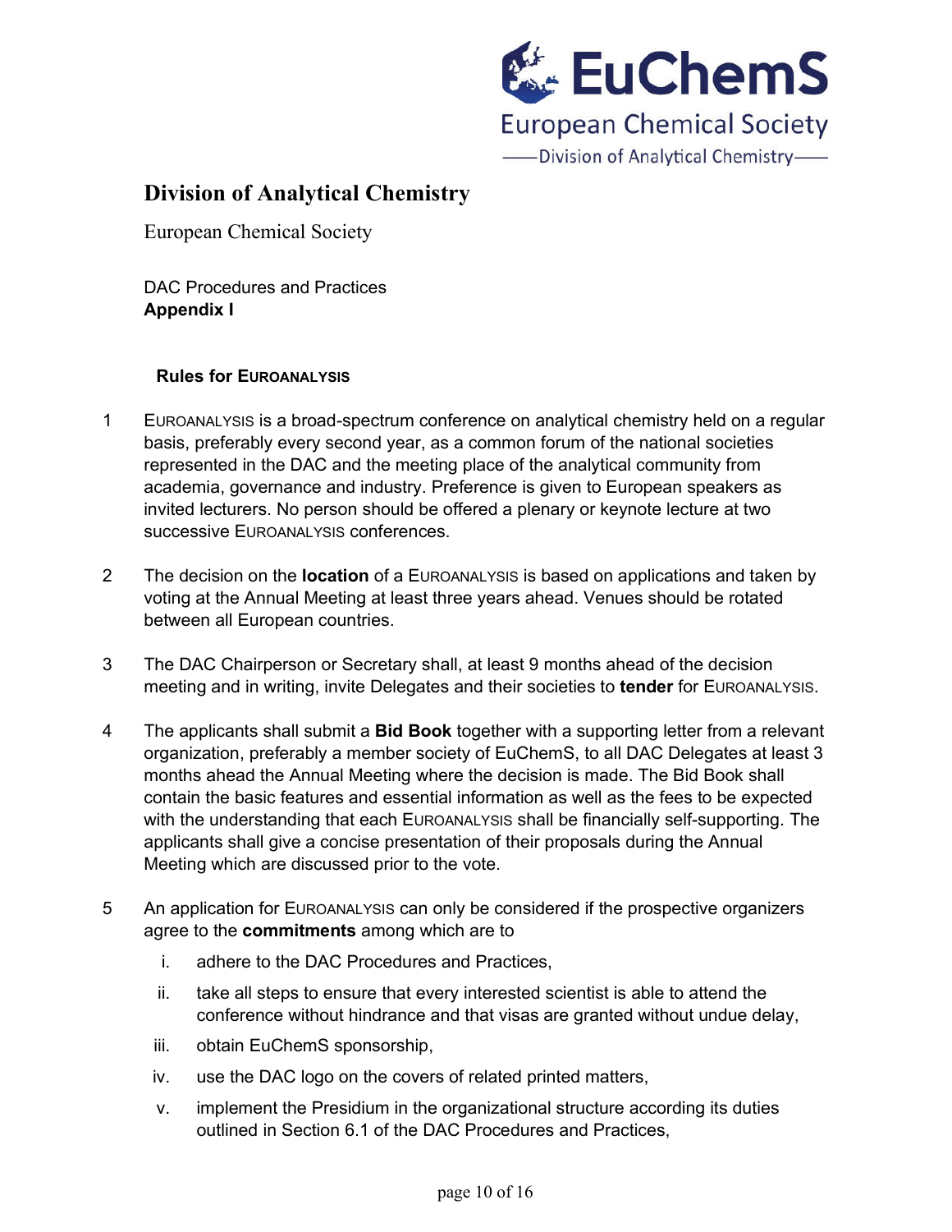# Division of Analytical Chemistry

European Chemical Society

DAC Procedures and Practices
**Appendix I**

## Rules for EUROANALYSIS

1. EUROANALYSIS is a broad-spectrum conference on analytical chemistry held on a regular basis, preferably every second year, as a common forum of the national societies represented in the DAC and the meeting place of the analytical community from academia, governance and industry. Preference is given to European speakers as invited lecturers. No person should be offered a plenary or keynote lecture at two successive EUROANALYSIS conferences.

2. The decision on the **location** of a EUROANALYSIS is based on applications and taken by voting at the Annual Meeting at least three years ahead. Venues should be rotated between all European countries.

3. The DAC Chairperson or Secretary shall, at least 9 months ahead of the decision meeting and in writing, invite Delegates and their societies to **tender** for EUROANALYSIS.

4. The applicants shall submit a **Bid Book** together with a supporting letter from a relevant organization, preferably a member society of EuChemS, to all DAC Delegates at least 3 months ahead the Annual Meeting where the decision is made. The Bid Book shall contain the basic features and essential information as well as the fees to be expected with the understanding that each EUROANALYSIS shall be financially self-supporting. The applicants shall give a concise presentation of their proposals during the Annual Meeting which are discussed prior to the vote.

5. An application for EUROANALYSIS can only be considered if the prospective organizers agree to the **commitments** among which are to

   i. adhere to the DAC Procedures and Practices,

   ii. take all steps to ensure that every interested scientist is able to attend the conference without hindrance and that visas are granted without undue delay,

   iii. obtain EuChemS sponsorship,

   iv. use the DAC logo on the covers of related printed matters,

   v. implement the Presidium in the organizational structure according its duties outlined in Section 6.1 of the DAC Procedures and Practices,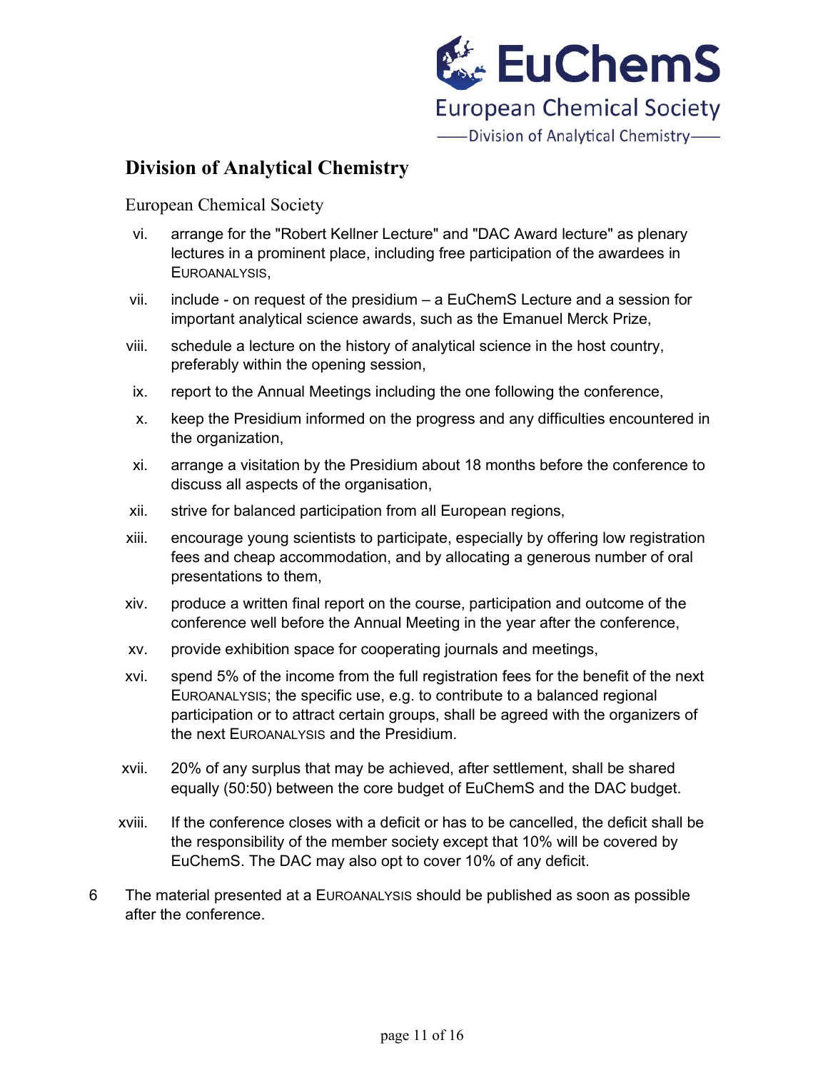vi. arrange for the "Robert Kellner Lecture" and "DAC Award lecture" as plenary lectures in a prominent place, including free participation of the awardees in EUROANALYSIS,

vii. include - on request of the presidium – a EuChemS Lecture and a session for important analytical science awards, such as the Emanuel Merck Prize,

viii. schedule a lecture on the history of analytical science in the host country, preferably within the opening session,

ix. report to the Annual Meetings including the one following the conference,

x. keep the Presidium informed on the progress and any difficulties encountered in the organization,

xi. arrange a visitation by the Presidium about 18 months before the conference to discuss all aspects of the organisation,

xii. strive for balanced participation from all European regions,

xiii. encourage young scientists to participate, especially by offering low registration fees and cheap accommodation, and by allocating a generous number of oral presentations to them,

xiv. produce a written final report on the course, participation and outcome of the conference well before the Annual Meeting in the year after the conference,

xv. provide exhibition space for cooperating journals and meetings,

xvi. spend 5% of the income from the full registration fees for the benefit of the next EUROANALYSIS; the specific use, e.g. to contribute to a balanced regional participation or to attract certain groups, shall be agreed with the organizers of the next EUROANALYSIS and the Presidium.

xvii. 20% of any surplus that may be achieved, after settlement, shall be shared equally (50:50) between the core budget of EuChemS and the DAC budget.

xviii. If the conference closes with a deficit or has to be cancelled, the deficit shall be the responsibility of the member society except that 10% will be covered by EuChemS. The DAC may also opt to cover 10% of any deficit.

6 The material presented at a EUROANALYSIS should be published as soon as possible after the conference.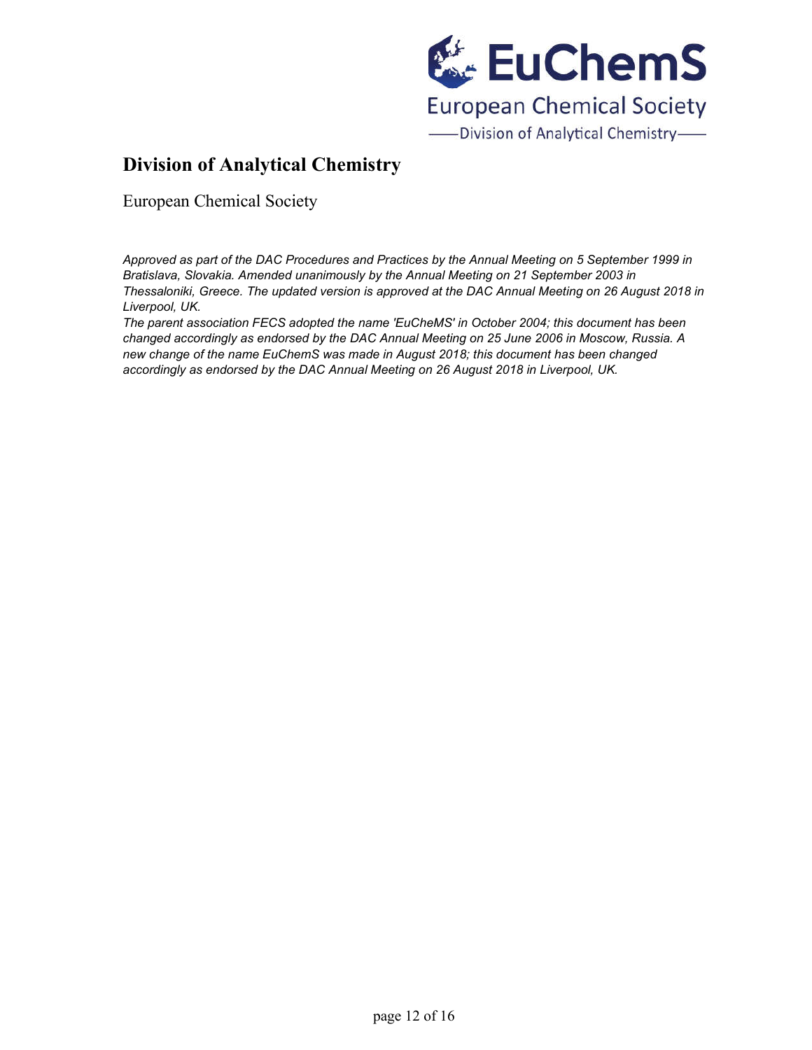## Division of Analytical Chemistry

European Chemical Society

*Approved as part of the DAC Procedures and Practices by the Annual Meeting on 5 September 1999 in Bratislava, Slovakia. Amended unanimously by the Annual Meeting on 21 September 2003 in Thessaloniki, Greece. The updated version is approved at the DAC Annual Meeting on 26 August 2018 in Liverpool, UK.*

*The parent association FECS adopted the name 'EuCheMS' in October 2004; this document has been changed accordingly as endorsed by the DAC Annual Meeting on 25 June 2006 in Moscow, Russia. A new change of the name EuChemS was made in August 2018; this document has been changed accordingly as endorsed by the DAC Annual Meeting on 26 August 2018 in Liverpool, UK.*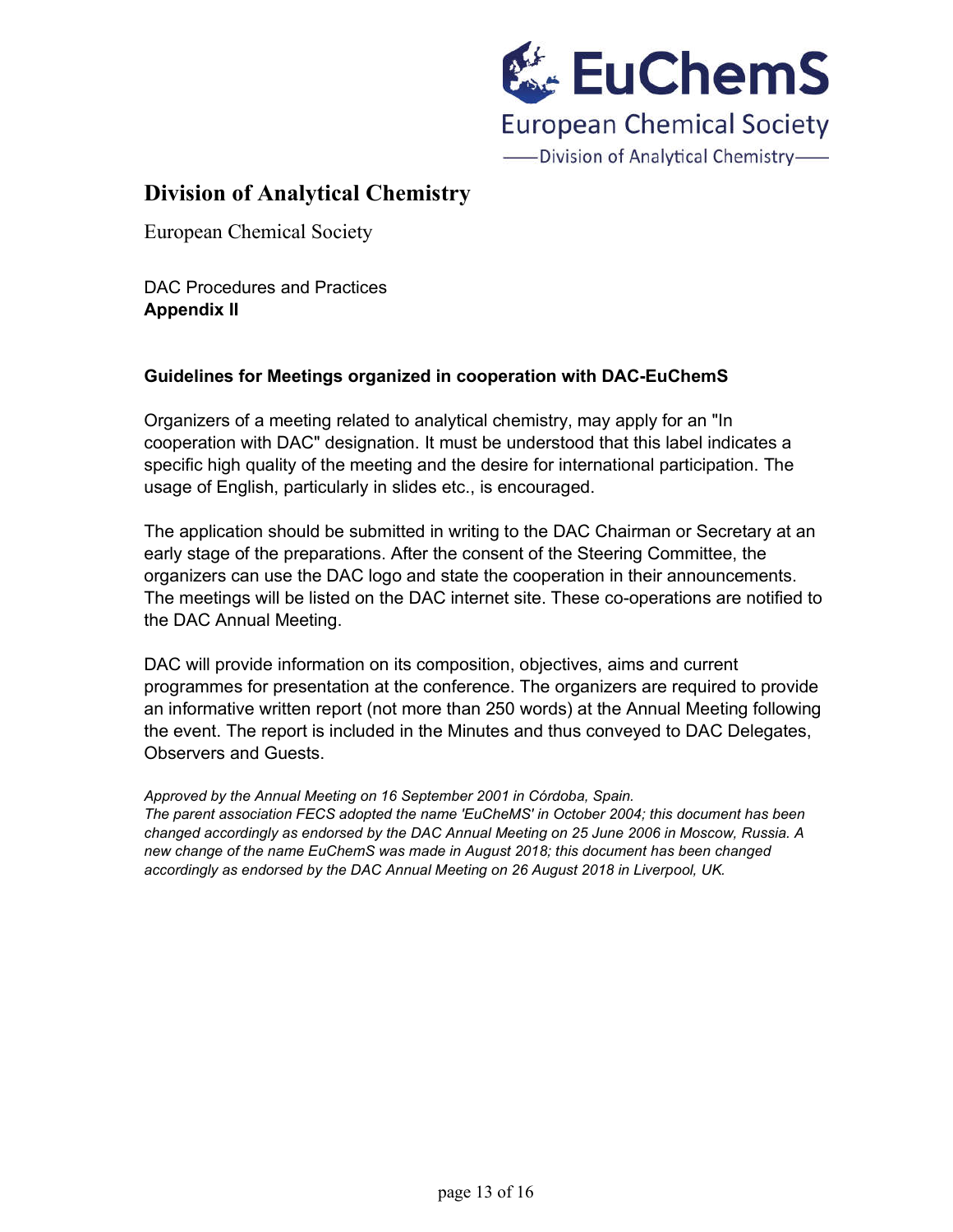# Division of Analytical Chemistry

European Chemical Society

DAC Procedures and Practices
**Appendix II**

### Guidelines for Meetings organized in cooperation with DAC-EuChemS

Organizers of a meeting related to analytical chemistry, may apply for an "In cooperation with DAC" designation. It must be understood that this label indicates a specific high quality of the meeting and the desire for international participation. The usage of English, particularly in slides etc., is encouraged.

The application should be submitted in writing to the DAC Chairman or Secretary at an early stage of the preparations. After the consent of the Steering Committee, the organizers can use the DAC logo and state the cooperation in their announcements. The meetings will be listed on the DAC internet site. These co-operations are notified to the DAC Annual Meeting.

DAC will provide information on its composition, objectives, aims and current programmes for presentation at the conference. The organizers are required to provide an informative written report (not more than 250 words) at the Annual Meeting following the event. The report is included in the Minutes and thus conveyed to DAC Delegates, Observers and Guests.

*Approved by the Annual Meeting on 16 September 2001 in Córdoba, Spain.*
*The parent association FECS adopted the name 'EuCheMS' in October 2004; this document has been changed accordingly as endorsed by the DAC Annual Meeting on 25 June 2006 in Moscow, Russia. A new change of the name EuChemS was made in August 2018; this document has been changed accordingly as endorsed by the DAC Annual Meeting on 26 August 2018 in Liverpool, UK.*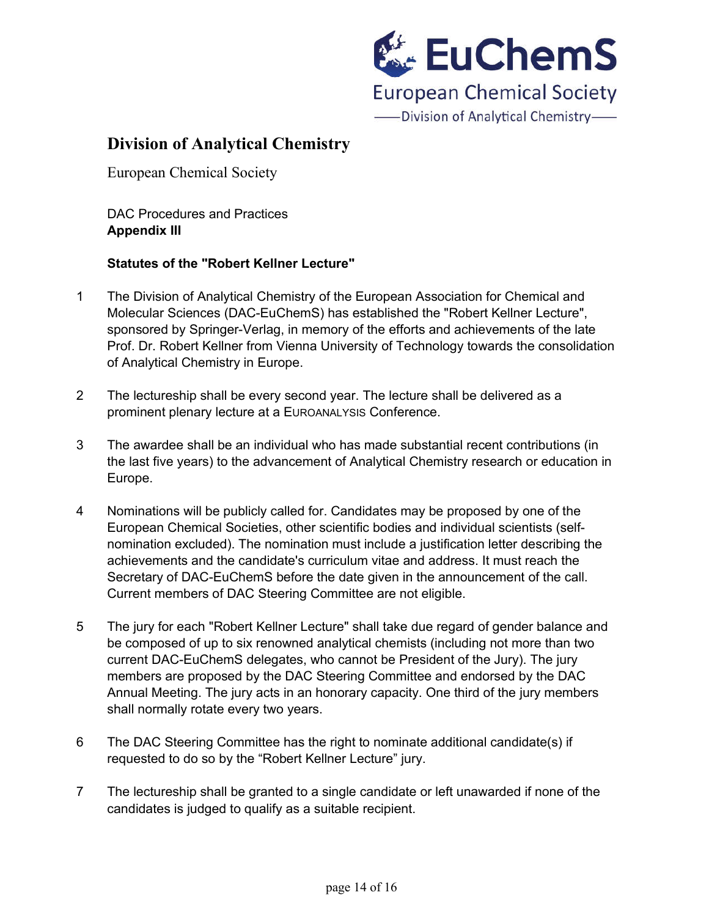# Division of Analytical Chemistry

European Chemical Society

DAC Procedures and Practices
**Appendix III**

**Statutes of the "Robert Kellner Lecture"**

1. The Division of Analytical Chemistry of the European Association for Chemical and Molecular Sciences (DAC-EuChemS) has established the "Robert Kellner Lecture", sponsored by Springer-Verlag, in memory of the efforts and achievements of the late Prof. Dr. Robert Kellner from Vienna University of Technology towards the consolidation of Analytical Chemistry in Europe.

2. The lectureship shall be every second year. The lecture shall be delivered as a prominent plenary lecture at a EUROANALYSIS Conference.

3. The awardee shall be an individual who has made substantial recent contributions (in the last five years) to the advancement of Analytical Chemistry research or education in Europe.

4. Nominations will be publicly called for. Candidates may be proposed by one of the European Chemical Societies, other scientific bodies and individual scientists (self-nomination excluded). The nomination must include a justification letter describing the achievements and the candidate's curriculum vitae and address. It must reach the Secretary of DAC-EuChemS before the date given in the announcement of the call. Current members of DAC Steering Committee are not eligible.

5. The jury for each "Robert Kellner Lecture" shall take due regard of gender balance and be composed of up to six renowned analytical chemists (including not more than two current DAC-EuChemS delegates, who cannot be President of the Jury). The jury members are proposed by the DAC Steering Committee and endorsed by the DAC Annual Meeting. The jury acts in an honorary capacity. One third of the jury members shall normally rotate every two years.

6. The DAC Steering Committee has the right to nominate additional candidate(s) if requested to do so by the "Robert Kellner Lecture" jury.

7. The lectureship shall be granted to a single candidate or left unawarded if none of the candidates is judged to qualify as a suitable recipient.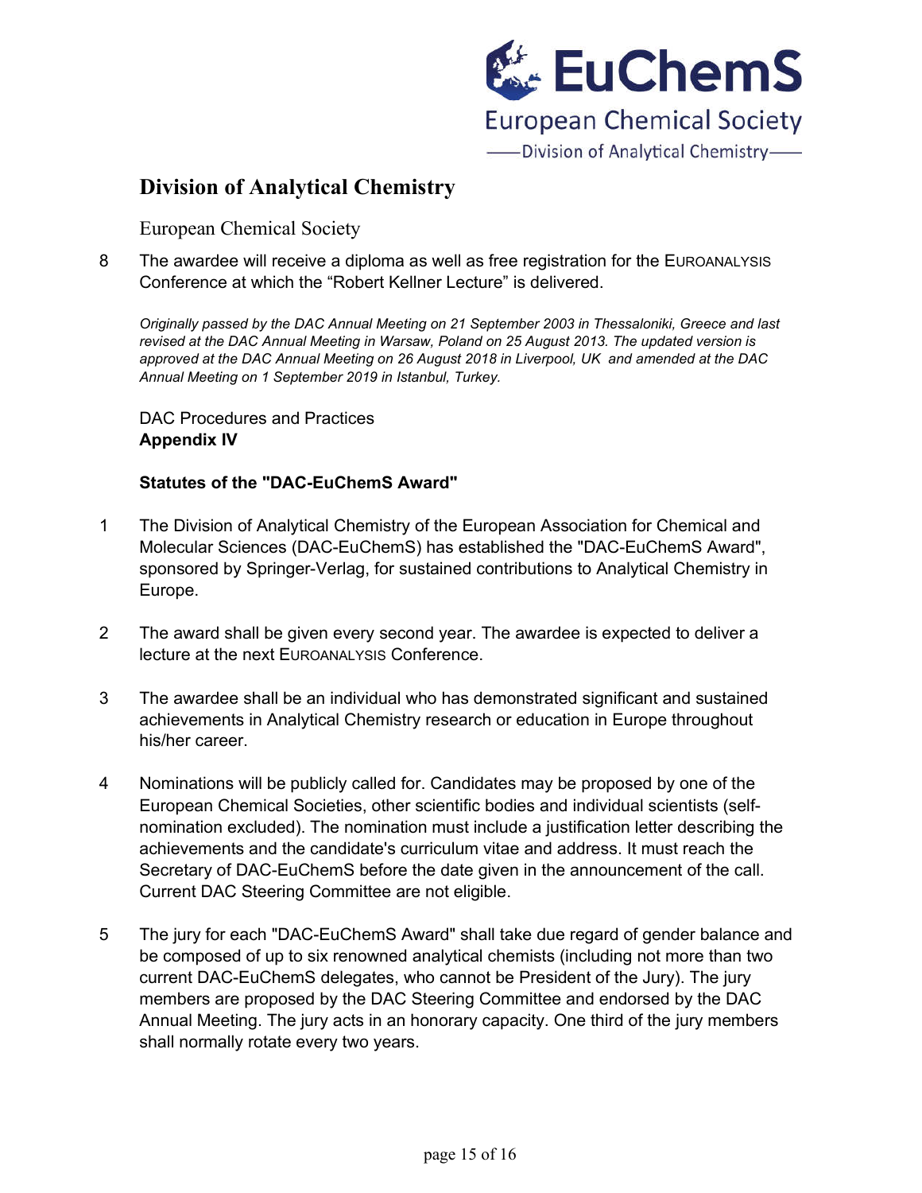# Division of Analytical Chemistry

European Chemical Society

8 The awardee will receive a diploma as well as free registration for the EUROANALYSIS Conference at which the "Robert Kellner Lecture" is delivered.

*Originally passed by the DAC Annual Meeting on 21 September 2003 in Thessaloniki, Greece and last revised at the DAC Annual Meeting in Warsaw, Poland on 25 August 2013. The updated version is approved at the DAC Annual Meeting on 26 August 2018 in Liverpool, UK and amended at the DAC Annual Meeting on 1 September 2019 in Istanbul, Turkey.*

DAC Procedures and Practices
**Appendix IV**

**Statutes of the "DAC-EuChemS Award"**

1 The Division of Analytical Chemistry of the European Association for Chemical and Molecular Sciences (DAC-EuChemS) has established the "DAC-EuChemS Award", sponsored by Springer-Verlag, for sustained contributions to Analytical Chemistry in Europe.

2 The award shall be given every second year. The awardee is expected to deliver a lecture at the next EUROANALYSIS Conference.

3 The awardee shall be an individual who has demonstrated significant and sustained achievements in Analytical Chemistry research or education in Europe throughout his/her career.

4 Nominations will be publicly called for. Candidates may be proposed by one of the European Chemical Societies, other scientific bodies and individual scientists (self-nomination excluded). The nomination must include a justification letter describing the achievements and the candidate's curriculum vitae and address. It must reach the Secretary of DAC-EuChemS before the date given in the announcement of the call. Current DAC Steering Committee are not eligible.

5 The jury for each "DAC-EuChemS Award" shall take due regard of gender balance and be composed of up to six renowned analytical chemists (including not more than two current DAC-EuChemS delegates, who cannot be President of the Jury). The jury members are proposed by the DAC Steering Committee and endorsed by the DAC Annual Meeting. The jury acts in an honorary capacity. One third of the jury members shall normally rotate every two years.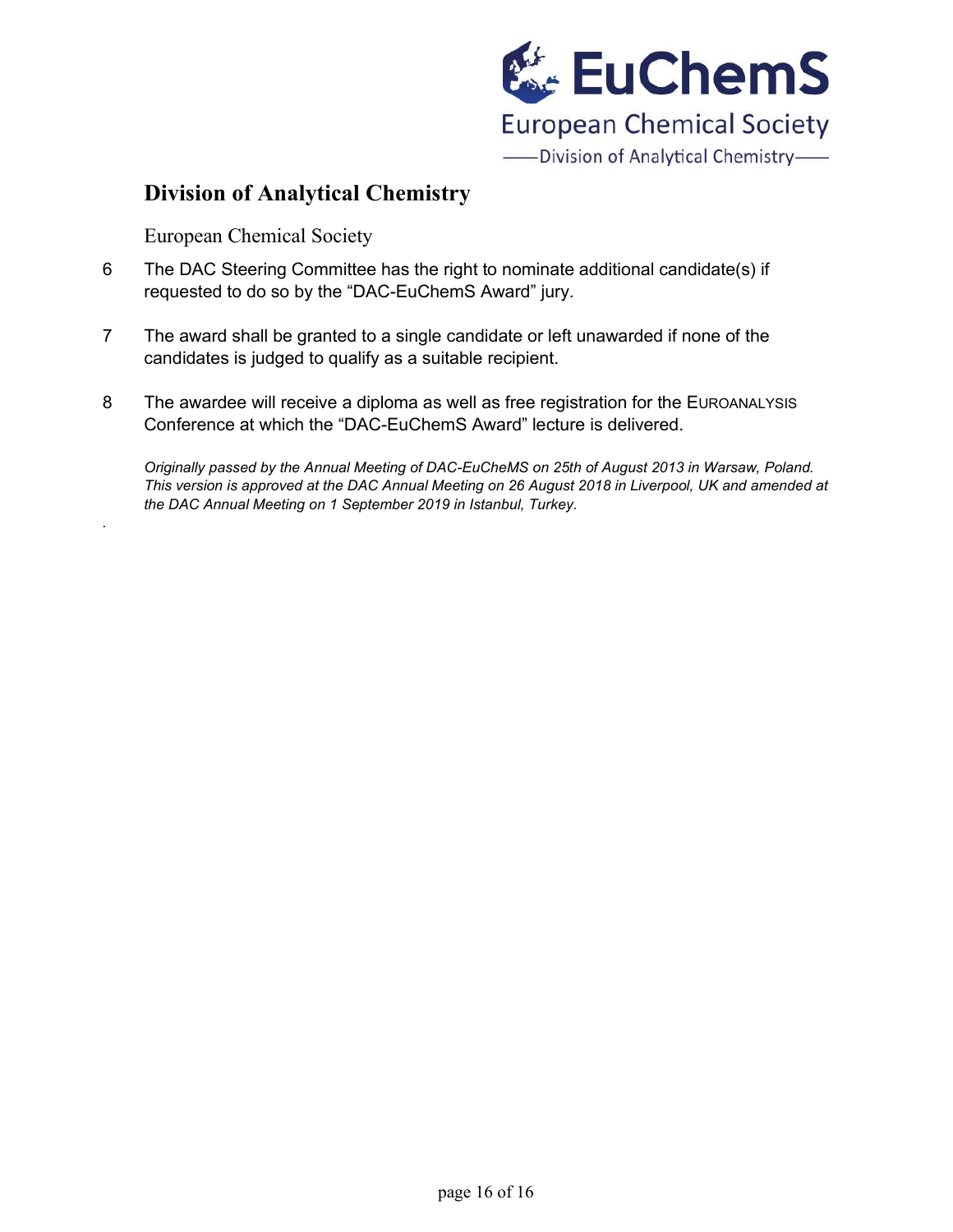## Division of Analytical Chemistry

European Chemical Society

6 The DAC Steering Committee has the right to nominate additional candidate(s) if requested to do so by the "DAC-EuChemS Award" jury.

7 The award shall be granted to a single candidate or left unawarded if none of the candidates is judged to qualify as a suitable recipient.

8 The awardee will receive a diploma as well as free registration for the EUROANALYSIS Conference at which the "DAC-EuChemS Award" lecture is delivered.

*Originally passed by the Annual Meeting of DAC-EuCheMS on 25th of August 2013 in Warsaw, Poland. This version is approved at the DAC Annual Meeting on 26 August 2018 in Liverpool, UK and amended at the DAC Annual Meeting on 1 September 2019 in Istanbul, Turkey.*